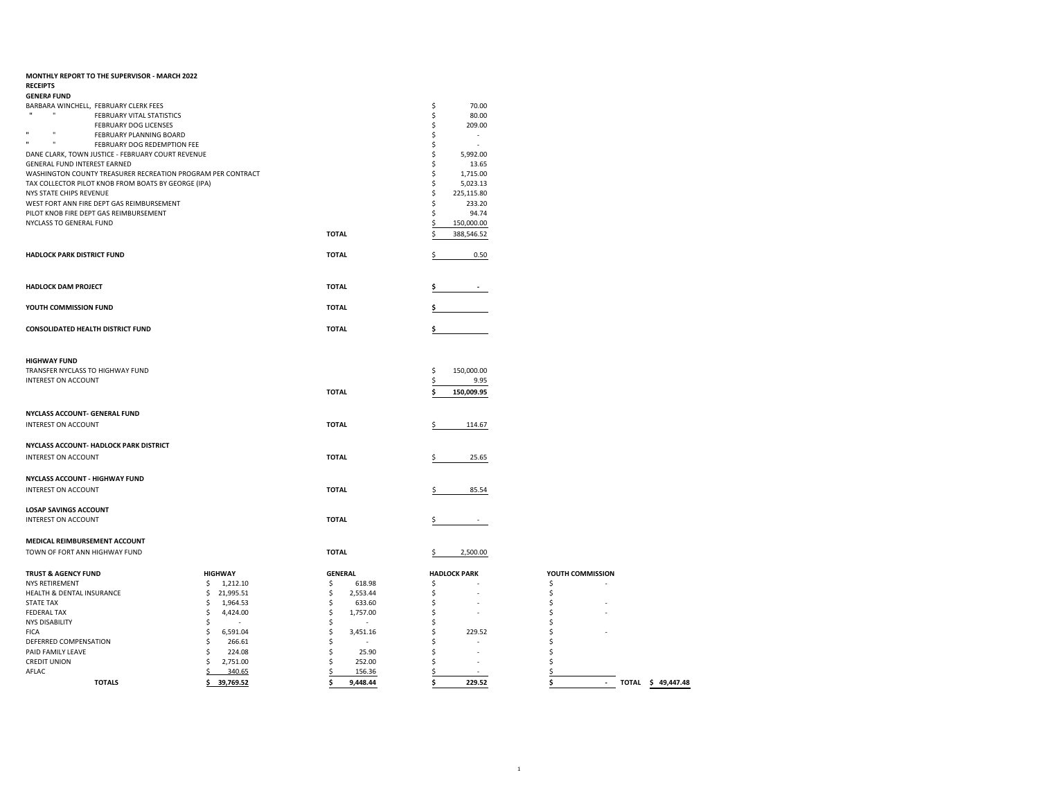**MONTHLY REPORT TO THE SUPERVISOR - MARCH 2022**

**RECEIPTS**

**GENERA FUND**

| | | |
|---|---|---|
| BARBARA WINCHELL, FEBRUARY CLERK FEES | | $ 70.00 |
| " " FEBRUARY VITAL STATISTICS | | $ 80.00 |
| FEBRUARY DOG LICENSES | | $ 209.00 |
| " " FEBRUARY PLANNING BOARD | | $ - |
| " " FEBRUARY DOG REDEMPTION FEE | | $ - |
| DANE CLARK, TOWN JUSTICE - FEBRUARY COURT REVENUE | | $ 5,992.00 |
| GENERAL FUND INTEREST EARNED | | $ 13.65 |
| WASHINGTON COUNTY TREASURER RECREATION PROGRAM PER CONTRACT | | $ 1,715.00 |
| TAX COLLECTOR PILOT KNOB FROM BOATS BY GEORGE (IPA) | | $ 5,023.13 |
| NYS STATE CHIPS REVENUE | | $ 225,115.80 |
| WEST FORT ANN FIRE DEPT GAS REIMBURSEMENT | | $ 233.20 |
| PILOT KNOB FIRE DEPT GAS REIMBURSEMENT | | $ 94.74 |
| NYCLASS TO GENERAL FUND | | $ 150,000.00 |
| | **TOTAL** | $ 388,546.52 |

| | | |
|---|---|---|
| **HADLOCK PARK DISTRICT FUND** | **TOTAL** | $ 0.50 |
| **HADLOCK DAM PROJECT** | **TOTAL** | **$ -** |
| **YOUTH COMMISSION FUND** | **TOTAL** | **$** |
| **CONSOLIDATED HEALTH DISTRICT FUND** | **TOTAL** | **$** |

**HIGHWAY FUND**

| | | |
|---|---|---|
| TRANSFER NYCLASS TO HIGHWAY FUND | | $ 150,000.00 |
| INTEREST ON ACCOUNT | | $ 9.95 |
| | **TOTAL** | **$ 150,009.95** |

**NYCLASS ACCOUNT- GENERAL FUND**

| | | |
|---|---|---|
| INTEREST ON ACCOUNT | **TOTAL** | $ 114.67 |

**NYCLASS ACCOUNT- HADLOCK PARK DISTRICT**

| | | |
|---|---|---|
| INTEREST ON ACCOUNT | **TOTAL** | $ 25.65 |

**NYCLASS ACCOUNT - HIGHWAY FUND**

| | | |
|---|---|---|
| INTEREST ON ACCOUNT | **TOTAL** | $ 85.54 |

**LOSAP SAVINGS ACCOUNT**

| | | |
|---|---|---|
| INTEREST ON ACCOUNT | **TOTAL** | $ - |

**MEDICAL REIMBURSEMENT ACCOUNT**

| | | |
|---|---|---|
| TOWN OF FORT ANN HIGHWAY FUND | **TOTAL** | $ 2,500.00 |

| **TRUST & AGENCY FUND** | **HIGHWAY** | **GENERAL** | **HADLOCK PARK** | **YOUTH COMMISSION** | |
|---|---|---|---|---|---|
| NYS RETIREMENT | $ 1,212.10 | $ 618.98 | $ - | $ - | |
| HEALTH & DENTAL INSURANCE | $ 21,995.51 | $ 2,553.44 | $ - | $ | |
| STATE TAX | $ 1,964.53 | $ 633.60 | $ - | $ - | |
| FEDERAL TAX | $ 4,424.00 | $ 1,757.00 | $ - | $ - | |
| NYS DISABILITY | $ - | $ - | $ | $ | |
| FICA | $ 6,591.04 | $ 3,451.16 | $ 229.52 | $ - | |
| DEFERRED COMPENSATION | $ 266.61 | $ - | $ - | $ | |
| PAID FAMILY LEAVE | $ 224.08 | $ 25.90 | $ - | $ | |
| CREDIT UNION | $ 2,751.00 | $ 252.00 | $ - | $ | |
| AFLAC | $ 340.65 | $ 156.36 | $ - | $ | |
| **TOTALS** | **$ 39,769.52** | **$ 9,448.44** | **$ 229.52** | **$ -** | **TOTAL $ 49,447.48** |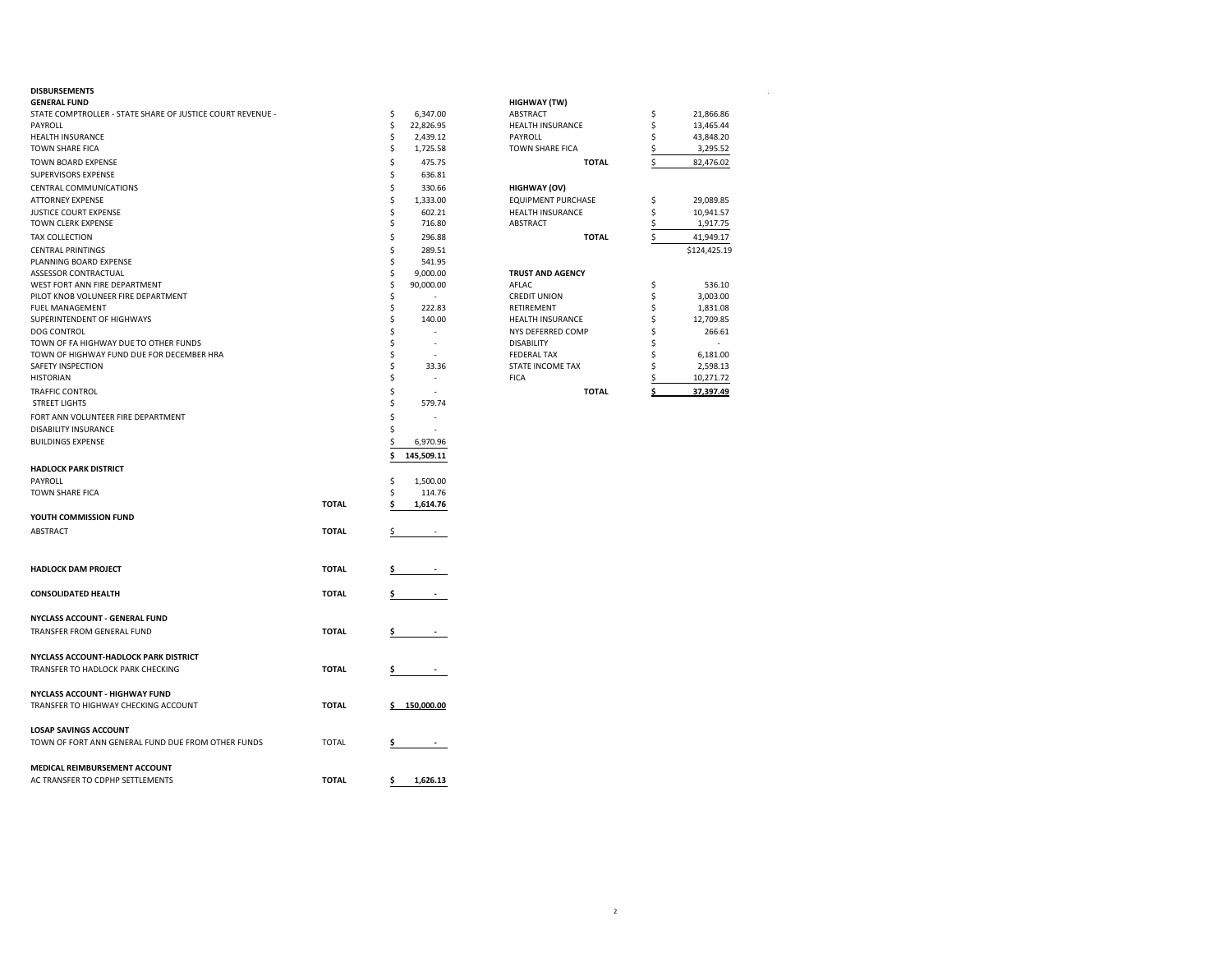**DISBURSEMENTS**

**GENERAL FUND**

| Item | | Amount |
|---|---|---|
| STATE COMPTROLLER - STATE SHARE OF JUSTICE COURT REVENUE - | | $ 6,347.00 |
| PAYROLL | | $ 22,826.95 |
| HEALTH INSURANCE | | $ 2,439.12 |
| TOWN SHARE FICA | | $ 1,725.58 |
| TOWN BOARD EXPENSE | | $ 475.75 |
| SUPERVISORS EXPENSE | | $ 636.81 |
| CENTRAL COMMUNICATIONS | | $ 330.66 |
| ATTORNEY EXPENSE | | $ 1,333.00 |
| JUSTICE COURT EXPENSE | | $ 602.21 |
| TOWN CLERK EXPENSE | | $ 716.80 |
| TAX COLLECTION | | $ 296.88 |
| CENTRAL PRINTINGS | | $ 289.51 |
| PLANNING BOARD EXPENSE | | $ 541.95 |
| ASSESSOR CONTRACTUAL | | $ 9,000.00 |
| WEST FORT ANN FIRE DEPARTMENT | | $ 90,000.00 |
| PILOT KNOB VOLUNEER FIRE DEPARTMENT | | $ - |
| FUEL MANAGEMENT | | $ 222.83 |
| SUPERINTENDENT OF HIGHWAYS | | $ 140.00 |
| DOG CONTROL | | $ - |
| TOWN OF FA HIGHWAY DUE TO OTHER FUNDS | | $ - |
| TOWN OF HIGHWAY FUND DUE FOR DECEMBER HRA | | $ - |
| SAFETY INSPECTION | | $ 33.36 |
| HISTORIAN | | $ - |
| TRAFFIC CONTROL | | $ - |
| STREET LIGHTS | | $ 579.74 |
| FORT ANN VOLUNTEER FIRE DEPARTMENT | | $ - |
| DISABILITY INSURANCE | | $ - |
| BUILDINGS EXPENSE | | $ 6,970.96 |
| | | **$ 145,509.11** |

**HADLOCK PARK DISTRICT**

| Item | | Amount |
|---|---|---|
| PAYROLL | | $ 1,500.00 |
| TOWN SHARE FICA | | $ 114.76 |
| | **TOTAL** | **$ 1,614.76** |

| Item | | Amount |
|---|---|---|
| **YOUTH COMMISSION FUND** | | |
| ABSTRACT | **TOTAL** | $ - |
| **HADLOCK DAM PROJECT** | **TOTAL** | **$ -** |
| **CONSOLIDATED HEALTH** | **TOTAL** | **$ -** |
| **NYCLASS ACCOUNT - GENERAL FUND** | | |
| TRANSFER FROM GENERAL FUND | **TOTAL** | **$ -** |
| **NYCLASS ACCOUNT-HADLOCK PARK DISTRICT** | | |
| TRANSFER TO HADLOCK PARK CHECKING | **TOTAL** | **$ -** |
| **NYCLASS ACCOUNT - HIGHWAY FUND** | | |
| TRANSFER TO HIGHWAY CHECKING ACCOUNT | **TOTAL** | **$ 150,000.00** |
| **LOSAP SAVINGS ACCOUNT** | | |
| TOWN OF FORT ANN GENERAL FUND DUE FROM OTHER FUNDS | TOTAL | **$ -** |
| **MEDICAL REIMBURSEMENT ACCOUNT** | | |
| AC TRANSFER TO CDPHP SETTLEMENTS | **TOTAL** | **$ 1,626.13** |

**HIGHWAY (TW)**

| Item | Amount |
|---|---|
| ABSTRACT | $ 21,866.86 |
| HEALTH INSURANCE | $ 13,465.44 |
| PAYROLL | $ 43,848.20 |
| TOWN SHARE FICA | $ 3,295.52 |
| **TOTAL** | $ 82,476.02 |

**HIGHWAY (OV)**

| Item | Amount |
|---|---|
| EQUIPMENT PURCHASE | $ 29,089.85 |
| HEALTH INSURANCE | $ 10,941.57 |
| ABSTRACT | $ 1,917.75 |
| **TOTAL** | $ 41,949.17 |
| | $124,425.19 |

**TRUST AND AGENCY**

| Item | Amount |
|---|---|
| AFLAC | $ 536.10 |
| CREDIT UNION | $ 3,003.00 |
| RETIREMENT | $ 1,831.08 |
| HEALTH INSURANCE | $ 12,709.85 |
| NYS DEFERRED COMP | $ 266.61 |
| DISABILITY | $ - |
| FEDERAL TAX | $ 6,181.00 |
| STATE INCOME TAX | $ 2,598.13 |
| FICA | $ 10,271.72 |
| **TOTAL** | **$ 37,397.49** |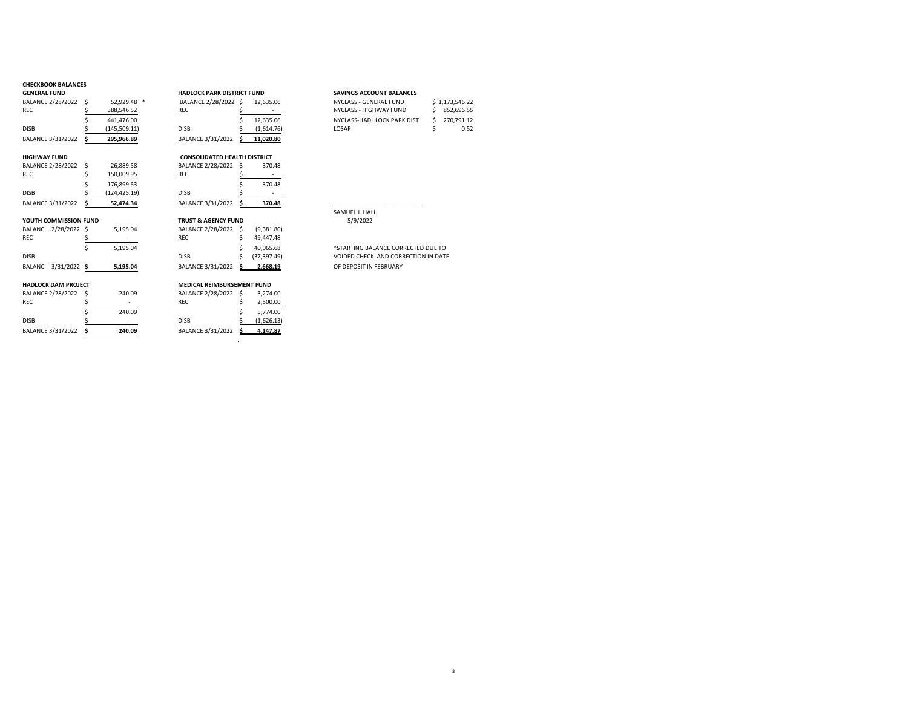**CHECKBOOK BALANCES**

**GENERAL FUND**

| | |
|---|---|
| BALANCE 2/28/2022 | $ 52,929.48 * |
| REC | $ 388,546.52 |
| | $ 441,476.00 |
| DISB | $ (145,509.11) |
| BALANCE 3/31/2022 | **$ 295,966.89** |

**HIGHWAY FUND**

| | |
|---|---|
| BALANCE 2/28/2022 | $ 26,889.58 |
| REC | $ 150,009.95 |
| | $ 176,899.53 |
| DISB | $ (124,425.19) |
| BALANCE 3/31/2022 | **$ 52,474.34** |

**YOUTH COMMISSION FUND**

| | |
|---|---|
| BALANC 2/28/2022 | $ 5,195.04 |
| REC | $ - |
| | $ 5,195.04 |
| DISB | |
| BALANC 3/31/2022 | **$ 5,195.04** |

**HADLOCK DAM PROJECT**

| | |
|---|---|
| BALANCE 2/28/2022 | $ 240.09 |
| REC | $ - |
| | $ 240.09 |
| DISB | $ - |
| BALANCE 3/31/2022 | **$ 240.09** |

**HADLOCK PARK DISTRICT FUND**

| | |
|---|---|
| BALANCE 2/28/2022 | $ 12,635.06 |
| REC | $ - |
| | $ 12,635.06 |
| DISB | $ (1,614.76) |
| BALANCE 3/31/2022 | **$ 11,020.80** |

**CONSOLIDATED HEALTH DISTRICT**

| | |
|---|---|
| BALANCE 2/28/2022 | $ 370.48 |
| REC | $ - |
| | $ 370.48 |
| DISB | $ - |
| BALANCE 3/31/2022 | **$ 370.48** |

**TRUST & AGENCY FUND**

| | |
|---|---|
| BALANCE 2/28/2022 | $ (9,381.80) |
| REC | $ 49,447.48 |
| | $ 40,065.68 |
| DISB | $ (37,397.49) |
| BALANCE 3/31/2022 | **$ 2,668.19** |

**MEDICAL REIMBURSEMENT FUND**

| | |
|---|---|
| BALANCE 2/28/2022 | $ 3,274.00 |
| REC | $ 2,500.00 |
| | $ 5,774.00 |
| DISB | $ (1,626.13) |
| BALANCE 3/31/2022 | **$ 4,147.87** |

**SAVINGS ACCOUNT BALANCES**

| | |
|---|---|
| NYCLASS - GENERAL FUND | $ 1,173,546.22 |
| NYCLASS - HIGHWAY FUND | $ 852,696.55 |
| NYCLASS-HADL LOCK PARK DIST | $ 270,791.12 |
| LOSAP | $ 0.52 |

\_\_\_\_\_\_\_\_\_\_\_\_\_\_\_\_\_\_\_\_\_\_\_\_\_\_\_\_

SAMUEL J. HALL
5/9/2022

*STARTING BALANCE CORRECTED DUE TO VOIDED CHECK AND CORRECTION IN DATE OF DEPOSIT IN FEBRUARY